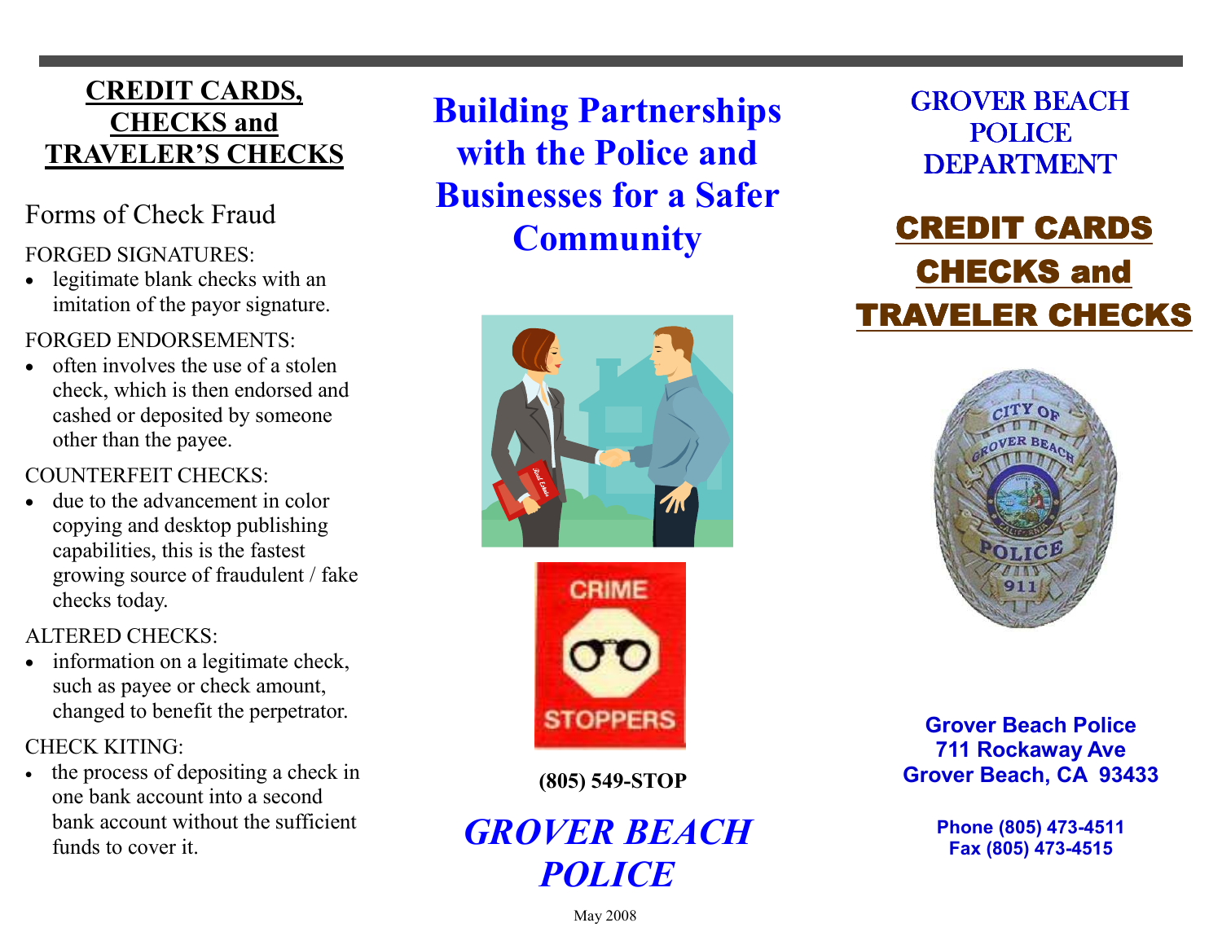## CREDIT CARDS, CHECKS and TRAVELER'S CHECKS

### Forms of Check Fraud

FORGED SIGNATURES:

- legitimate blank checks with an imitation of the payor signature.

FORGED ENDORSEMENTS:

- often involves the use of a stolen check, which is then endorsed and cashed or deposited by someone other than the payee.

COUNTERFEIT CHECKS:

- due to the advancement in color copying and desktop publishing capabilities, this is the fastest growing source of fraudulent / fake checks today.

ALTERED CHECKS:

- information on a legitimate check, such as payee or check amount, changed to benefit the perpetrator.

CHECK KITING:

- the process of depositing a check in one bank account into a second bank account without the sufficient funds to cover it.

# Building Partnerships with the Police and Businesses for a Safer Community

CRIME STOPPERS

**(805) 549-STOP**

***GROVER BEACH POLICE***

May 2008

# GROVER BEACH POLICE DEPARTMENT

## CREDIT CARDS CHECKS and TRAVELER CHECKS

**Grover Beach Police**
**711 Rockaway Ave**
**Grover Beach, CA 93433**

**Phone (805) 473-4511**
**Fax (805) 473-4515**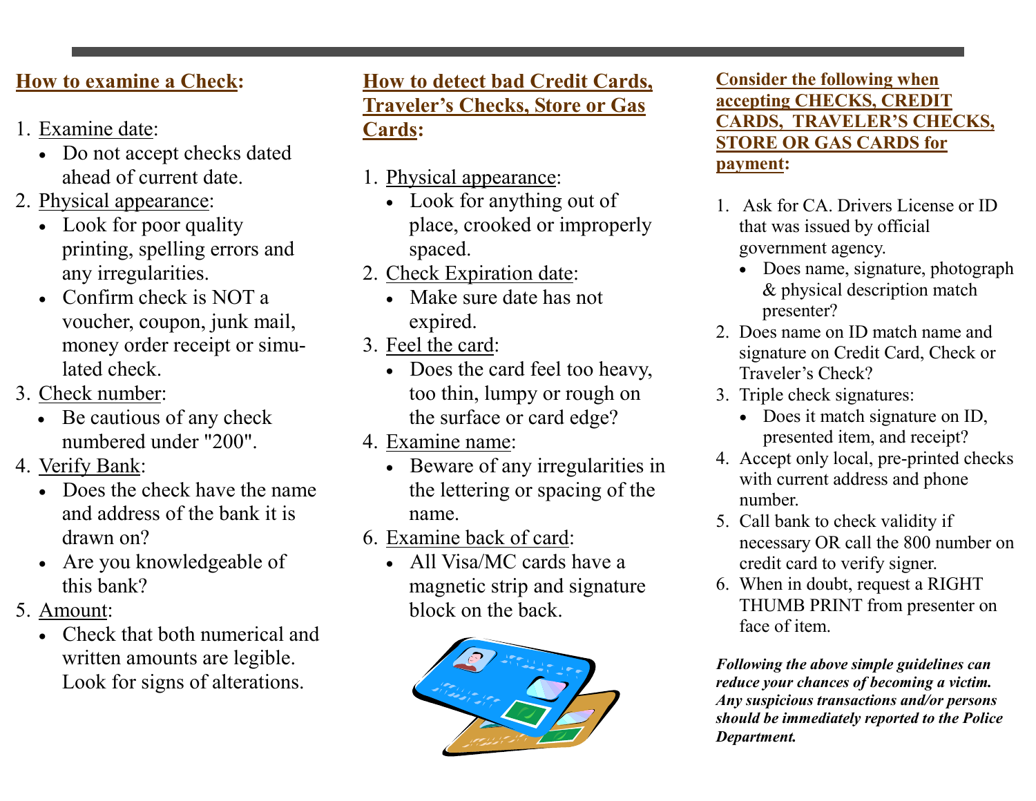## How to examine a Check:

1. Examine date:
   - Do not accept checks dated ahead of current date.
2. Physical appearance:
   - Look for poor quality printing, spelling errors and any irregularities.
   - Confirm check is NOT a voucher, coupon, junk mail, money order receipt or simulated check.
3. Check number:
   - Be cautious of any check numbered under "200".
4. Verify Bank:
   - Does the check have the name and address of the bank it is drawn on?
   - Are you knowledgeable of this bank?
5. Amount:
   - Check that both numerical and written amounts are legible. Look for signs of alterations.

## How to detect bad Credit Cards, Traveler's Checks, Store or Gas Cards:

1. Physical appearance:
   - Look for anything out of place, crooked or improperly spaced.
2. Check Expiration date:
   - Make sure date has not expired.
3. Feel the card:
   - Does the card feel too heavy, too thin, lumpy or rough on the surface or card edge?
4. Examine name:
   - Beware of any irregularities in the lettering or spacing of the name.
6. Examine back of card:
   - All Visa/MC cards have a magnetic strip and signature block on the back.

## Consider the following when accepting CHECKS, CREDIT CARDS, TRAVELER'S CHECKS, STORE OR GAS CARDS for payment:

1. Ask for CA. Drivers License or ID that was issued by official government agency.
   - Does name, signature, photograph & physical description match presenter?
2. Does name on ID match name and signature on Credit Card, Check or Traveler's Check?
3. Triple check signatures:
   - Does it match signature on ID, presented item, and receipt?
4. Accept only local, pre-printed checks with current address and phone number.
5. Call bank to check validity if necessary OR call the 800 number on credit card to verify signer.
6. When in doubt, request a RIGHT THUMB PRINT from presenter on face of item.

***Following the above simple guidelines can reduce your chances of becoming a victim. Any suspicious transactions and/or persons should be immediately reported to the Police Department.***